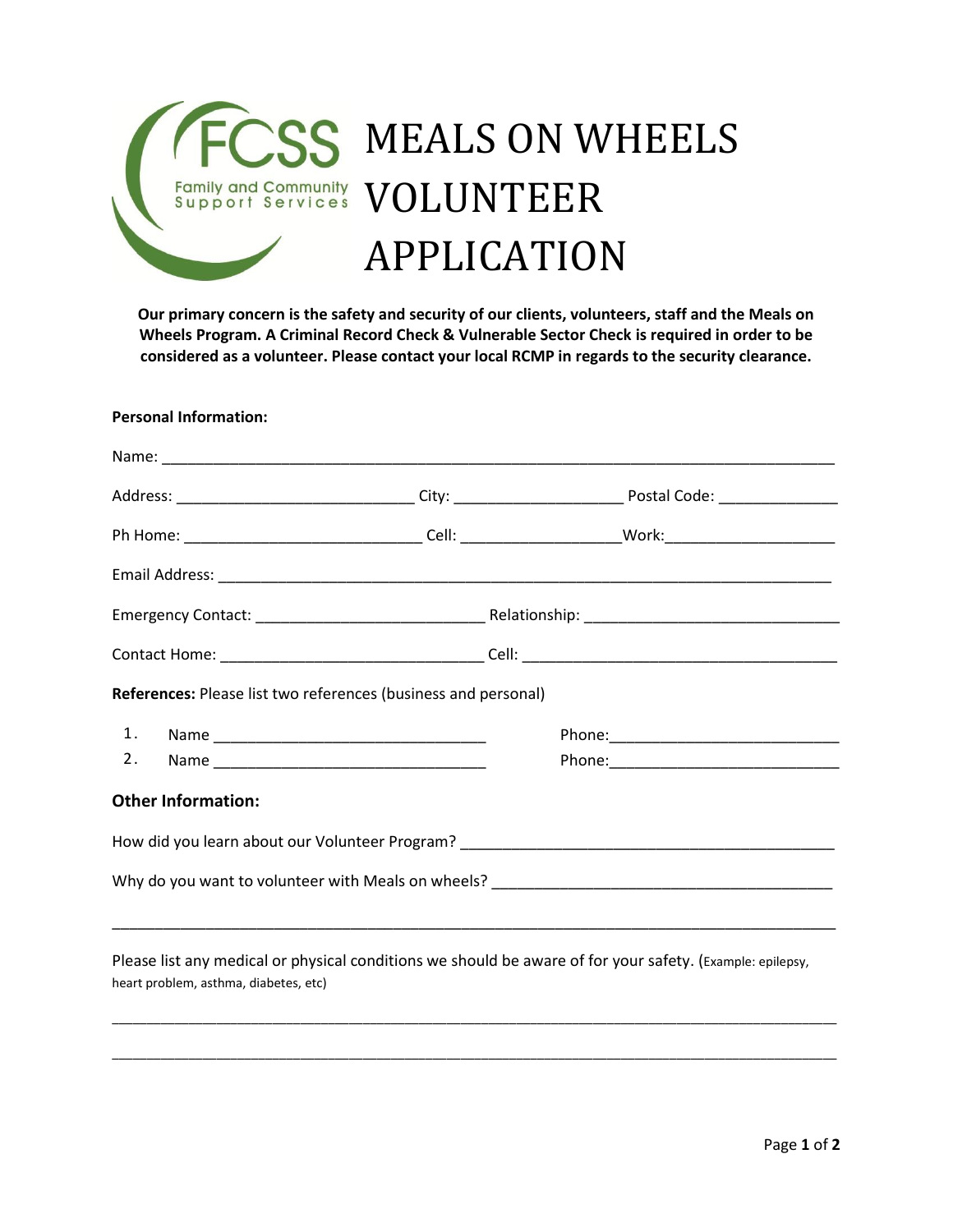FCSS
Family and Community Support Services

# MEALS ON WHEELS VOLUNTEER APPLICATION

**Our primary concern is the safety and security of our clients, volunteers, staff and the Meals on Wheels Program. A Criminal Record Check & Vulnerable Sector Check is required in order to be considered as a volunteer. Please contact your local RCMP in regards to the security clearance.**

**Personal Information:**

Name: ______________________________________________________________________________

Address: ___________________________ City: ___________________ Postal Code: _____________

Ph Home: ___________________________ Cell: __________________ Work: ___________________

Email Address: ______________________________________________________________________

Emergency Contact: __________________________ Relationship: ____________________________

Contact Home: ______________________________ Cell: ____________________________________

**References:** Please list two references (business and personal)

1. Name _______________________________ Phone: __________________________
2. Name _______________________________ Phone: __________________________

### Other Information:

How did you learn about our Volunteer Program? __________________________________________

Why do you want to volunteer with Meals on wheels? ______________________________________

_____________________________________________________________________________________

Please list any medical or physical conditions we should be aware of for your safety. (Example: epilepsy, heart problem, asthma, diabetes, etc)

_____________________________________________________________________________________

_____________________________________________________________________________________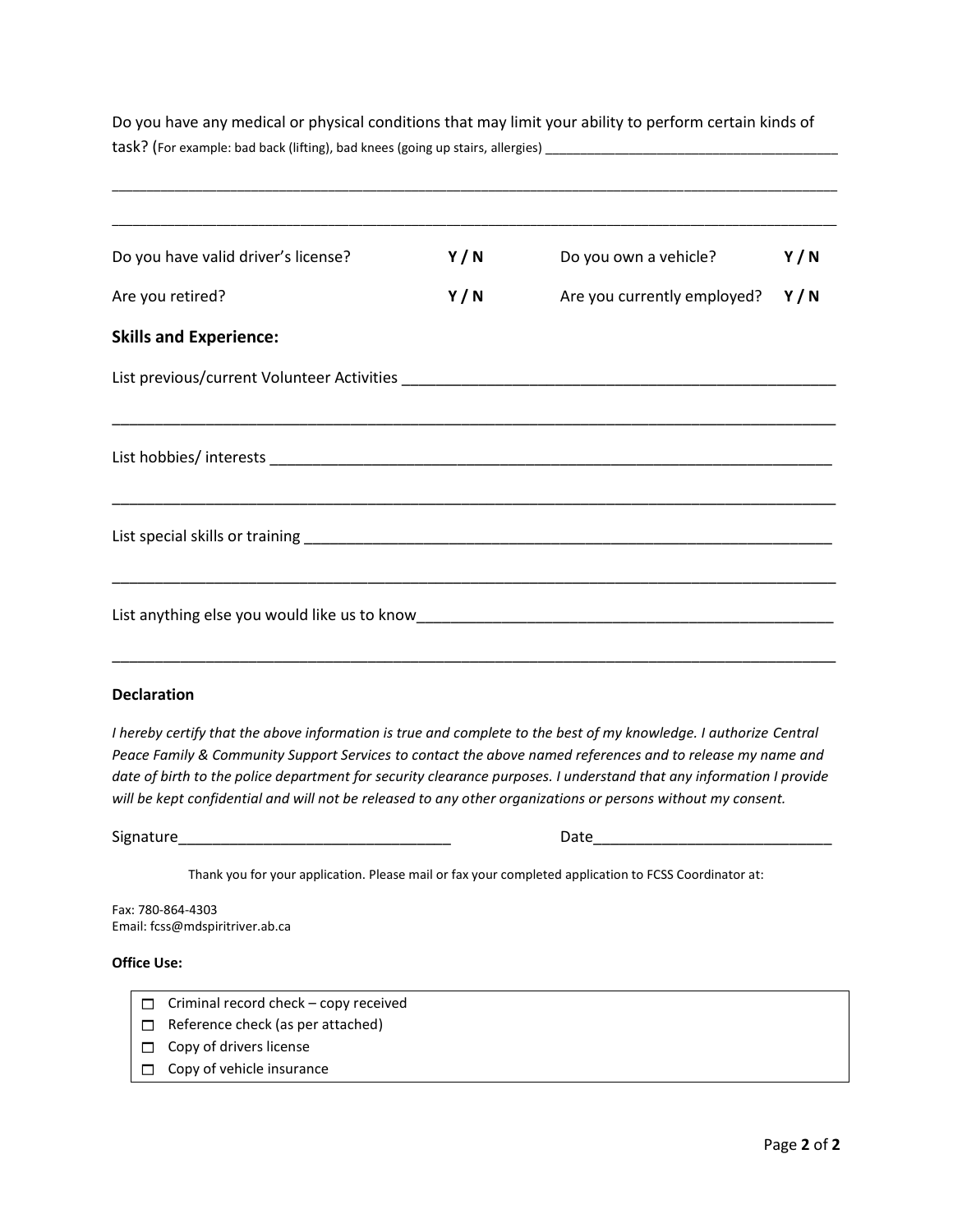Do you have any medical or physical conditions that may limit your ability to perform certain kinds of task? (For example: bad back (lifting), bad knees (going up stairs, allergies) ________________________________________

____________________________________________________________________________________________

____________________________________________________________________________________________

| | | | |
|---|---|---|---|
| Do you have valid driver's license? | **Y / N** | Do you own a vehicle? | **Y / N** |
| Are you retired? | **Y / N** | Are you currently employed? | **Y / N** |

### Skills and Experience:

List previous/current Volunteer Activities ____________________________________________________

____________________________________________________________________________________________

List hobbies/ interests ______________________________________________________________________

____________________________________________________________________________________________

List special skills or training _________________________________________________________________

____________________________________________________________________________________________

List anything else you would like us to know___________________________________________________

____________________________________________________________________________________________

**Declaration**

*I hereby certify that the above information is true and complete to the best of my knowledge. I authorize Central Peace Family & Community Support Services to contact the above named references and to release my name and date of birth to the police department for security clearance purposes. I understand that any information I provide will be kept confidential and will not be released to any other organizations or persons without my consent.*

Signature________________________________ Date____________________________

Thank you for your application. Please mail or fax your completed application to FCSS Coordinator at:

Fax: 780-864-4303
Email: fcss@mdspiritriver.ab.ca

**Office Use:**

- ☐ Criminal record check – copy received
- ☐ Reference check (as per attached)
- ☐ Copy of drivers license
- ☐ Copy of vehicle insurance